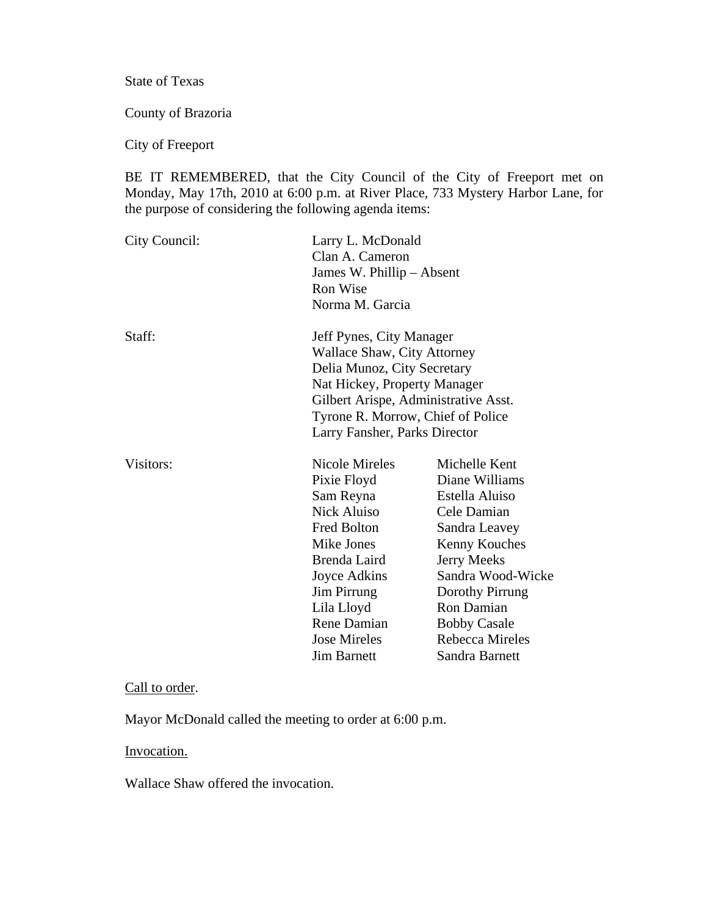State of Texas

County of Brazoria

City of Freeport

BE IT REMEMBERED, that the City Council of the City of Freeport met on Monday, May 17th, 2010 at 6:00 p.m. at River Place, 733 Mystery Harbor Lane, for the purpose of considering the following agenda items:

| | | |
|---|---|---|
| City Council: | Larry L. McDonald | |
| | Clan A. Cameron | |
| | James W. Phillip – Absent | |
| | Ron Wise | |
| | Norma M. Garcia | |
| Staff: | Jeff Pynes, City Manager | |
| | Wallace Shaw, City Attorney | |
| | Delia Munoz, City Secretary | |
| | Nat Hickey, Property Manager | |
| | Gilbert Arispe, Administrative Asst. | |
| | Tyrone R. Morrow, Chief of Police | |
| | Larry Fansher, Parks Director | |
| Visitors: | Nicole Mireles | Michelle Kent |
| | Pixie Floyd | Diane Williams |
| | Sam Reyna | Estella Aluiso |
| | Nick Aluiso | Cele Damian |
| | Fred Bolton | Sandra Leavey |
| | Mike Jones | Kenny Kouches |
| | Brenda Laird | Jerry Meeks |
| | Joyce Adkins | Sandra Wood-Wicke |
| | Jim Pirrung | Dorothy Pirrung |
| | Lila Lloyd | Ron Damian |
| | Rene Damian | Bobby Casale |
| | Jose Mireles | Rebecca Mireles |
| | Jim Barnett | Sandra Barnett |

Call to order.

Mayor McDonald called the meeting to order at 6:00 p.m.

Invocation.

Wallace Shaw offered the invocation.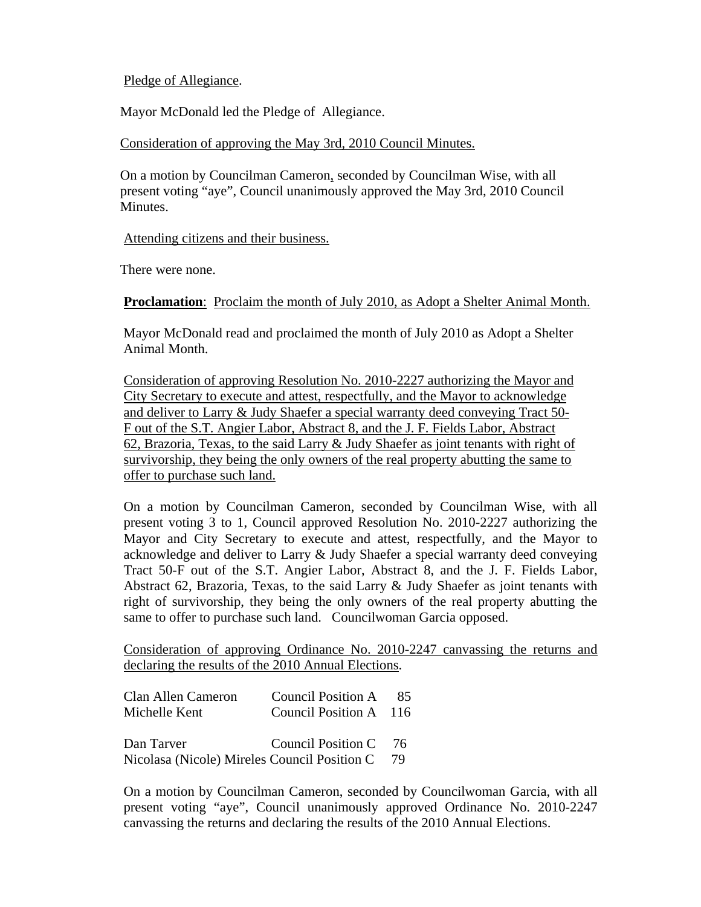Pledge of Allegiance.

Mayor McDonald led the Pledge of Allegiance.

Consideration of approving the May 3rd, 2010 Council Minutes.

On a motion by Councilman Cameron, seconded by Councilman Wise, with all present voting "aye", Council unanimously approved the May 3rd, 2010 Council Minutes.

Attending citizens and their business.

There were none.

**Proclamation**: Proclaim the month of July 2010, as Adopt a Shelter Animal Month.

Mayor McDonald read and proclaimed the month of July 2010 as Adopt a Shelter Animal Month.

Consideration of approving Resolution No. 2010-2227 authorizing the Mayor and City Secretary to execute and attest, respectfully, and the Mayor to acknowledge and deliver to Larry & Judy Shaefer a special warranty deed conveying Tract 50-F out of the S.T. Angier Labor, Abstract 8, and the J. F. Fields Labor, Abstract 62, Brazoria, Texas, to the said Larry & Judy Shaefer as joint tenants with right of survivorship, they being the only owners of the real property abutting the same to offer to purchase such land.

On a motion by Councilman Cameron, seconded by Councilman Wise, with all present voting 3 to 1, Council approved Resolution No. 2010-2227 authorizing the Mayor and City Secretary to execute and attest, respectfully, and the Mayor to acknowledge and deliver to Larry & Judy Shaefer a special warranty deed conveying Tract 50-F out of the S.T. Angier Labor, Abstract 8, and the J. F. Fields Labor, Abstract 62, Brazoria, Texas, to the said Larry & Judy Shaefer as joint tenants with right of survivorship, they being the only owners of the real property abutting the same to offer to purchase such land. Councilwoman Garcia opposed.

Consideration of approving Ordinance No. 2010-2247 canvassing the returns and declaring the results of the 2010 Annual Elections.

| Candidate | Position | Votes |
|---|---|---|
| Clan Allen Cameron | Council Position A | 85 |
| Michelle Kent | Council Position A | 116 |
| Dan Tarver | Council Position C | 76 |
| Nicolasa (Nicole) Mireles | Council Position C | 79 |

On a motion by Councilman Cameron, seconded by Councilwoman Garcia, with all present voting "aye", Council unanimously approved Ordinance No. 2010-2247 canvassing the returns and declaring the results of the 2010 Annual Elections.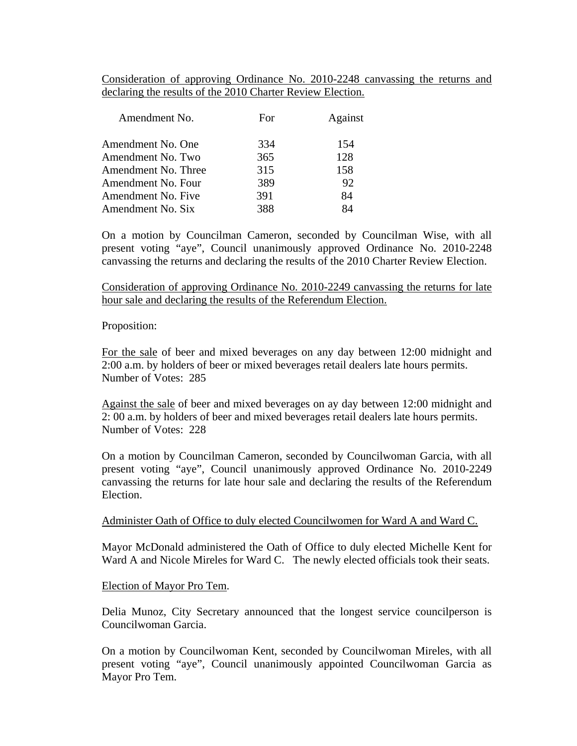Consideration of approving Ordinance No. 2010-2248 canvassing the returns and declaring the results of the 2010 Charter Review Election.

| Amendment No. | For | Against |
|---|---|---|
| Amendment No. One | 334 | 154 |
| Amendment No. Two | 365 | 128 |
| Amendment No. Three | 315 | 158 |
| Amendment No. Four | 389 | 92 |
| Amendment No. Five | 391 | 84 |
| Amendment No. Six | 388 | 84 |

On a motion by Councilman Cameron, seconded by Councilman Wise, with all present voting "aye", Council unanimously approved Ordinance No. 2010-2248 canvassing the returns and declaring the results of the 2010 Charter Review Election.

Consideration of approving Ordinance No. 2010-2249 canvassing the returns for late hour sale and declaring the results of the Referendum Election.

Proposition:

For the sale of beer and mixed beverages on any day between 12:00 midnight and 2:00 a.m. by holders of beer or mixed beverages retail dealers late hours permits.
Number of Votes: 285

Against the sale of beer and mixed beverages on ay day between 12:00 midnight and 2: 00 a.m. by holders of beer and mixed beverages retail dealers late hours permits.
Number of Votes: 228

On a motion by Councilman Cameron, seconded by Councilwoman Garcia, with all present voting "aye", Council unanimously approved Ordinance No. 2010-2249 canvassing the returns for late hour sale and declaring the results of the Referendum Election.

Administer Oath of Office to duly elected Councilwomen for Ward A and Ward C.

Mayor McDonald administered the Oath of Office to duly elected Michelle Kent for Ward A and Nicole Mireles for Ward C. The newly elected officials took their seats.

Election of Mayor Pro Tem.

Delia Munoz, City Secretary announced that the longest service councilperson is Councilwoman Garcia.

On a motion by Councilwoman Kent, seconded by Councilwoman Mireles, with all present voting "aye", Council unanimously appointed Councilwoman Garcia as Mayor Pro Tem.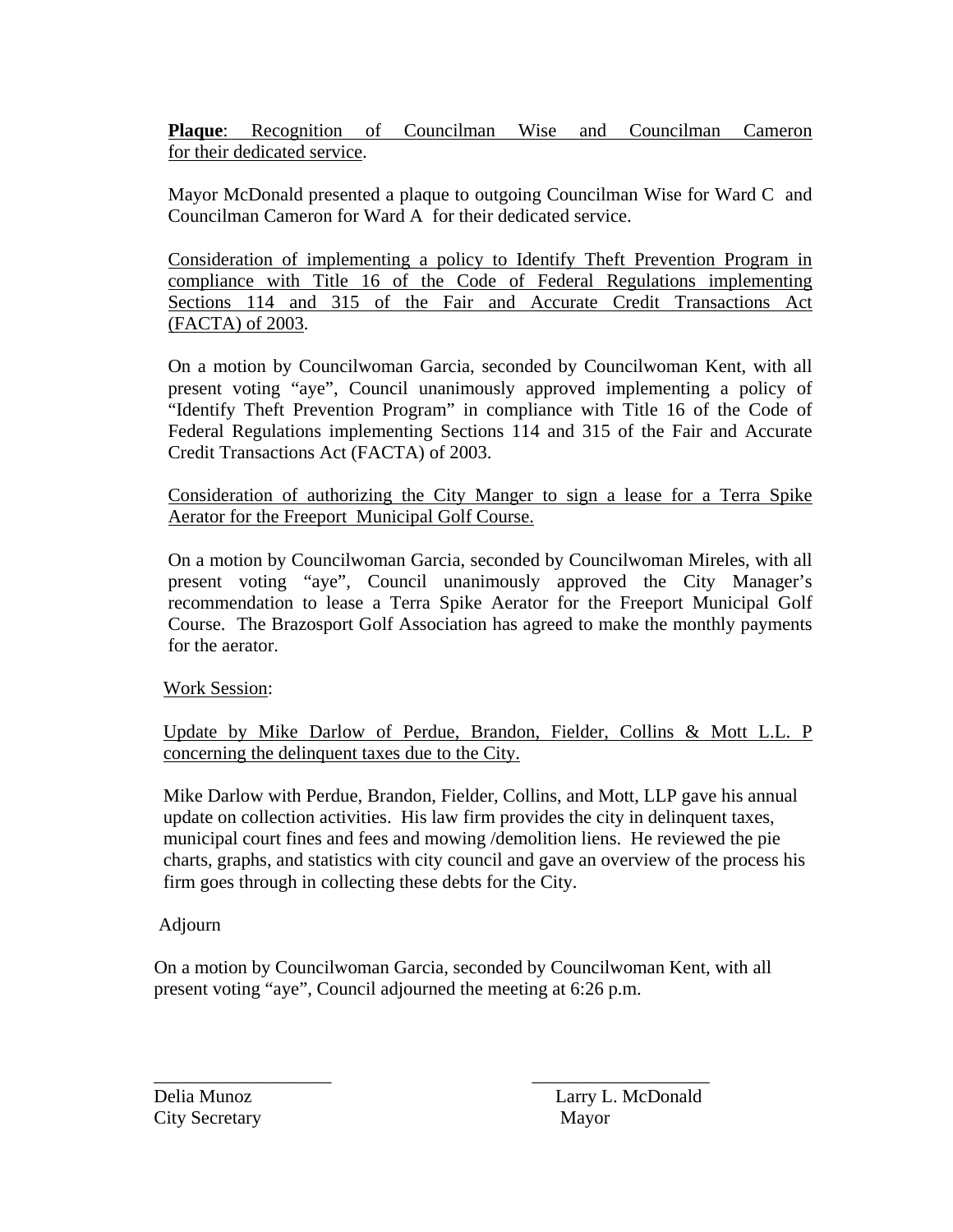**Plaque**: Recognition of Councilman Wise and Councilman Cameron for their dedicated service.

Mayor McDonald presented a plaque to outgoing Councilman Wise for Ward C and Councilman Cameron for Ward A for their dedicated service.

Consideration of implementing a policy to Identify Theft Prevention Program in compliance with Title 16 of the Code of Federal Regulations implementing Sections 114 and 315 of the Fair and Accurate Credit Transactions Act (FACTA) of 2003.

On a motion by Councilwoman Garcia, seconded by Councilwoman Kent, with all present voting "aye", Council unanimously approved implementing a policy of "Identify Theft Prevention Program" in compliance with Title 16 of the Code of Federal Regulations implementing Sections 114 and 315 of the Fair and Accurate Credit Transactions Act (FACTA) of 2003.

Consideration of authorizing the City Manger to sign a lease for a Terra Spike Aerator for the Freeport Municipal Golf Course.

On a motion by Councilwoman Garcia, seconded by Councilwoman Mireles, with all present voting "aye", Council unanimously approved the City Manager's recommendation to lease a Terra Spike Aerator for the Freeport Municipal Golf Course. The Brazosport Golf Association has agreed to make the monthly payments for the aerator.

Work Session:

Update by Mike Darlow of Perdue, Brandon, Fielder, Collins & Mott L.L. P concerning the delinquent taxes due to the City.

Mike Darlow with Perdue, Brandon, Fielder, Collins, and Mott, LLP gave his annual update on collection activities. His law firm provides the city in delinquent taxes, municipal court fines and fees and mowing /demolition liens. He reviewed the pie charts, graphs, and statistics with city council and gave an overview of the process his firm goes through in collecting these debts for the City.

Adjourn

On a motion by Councilwoman Garcia, seconded by Councilwoman Kent, with all present voting "aye", Council adjourned the meeting at 6:26 p.m.

___________________ ___________________

Delia Munoz
City Secretary

Larry L. McDonald
Mayor